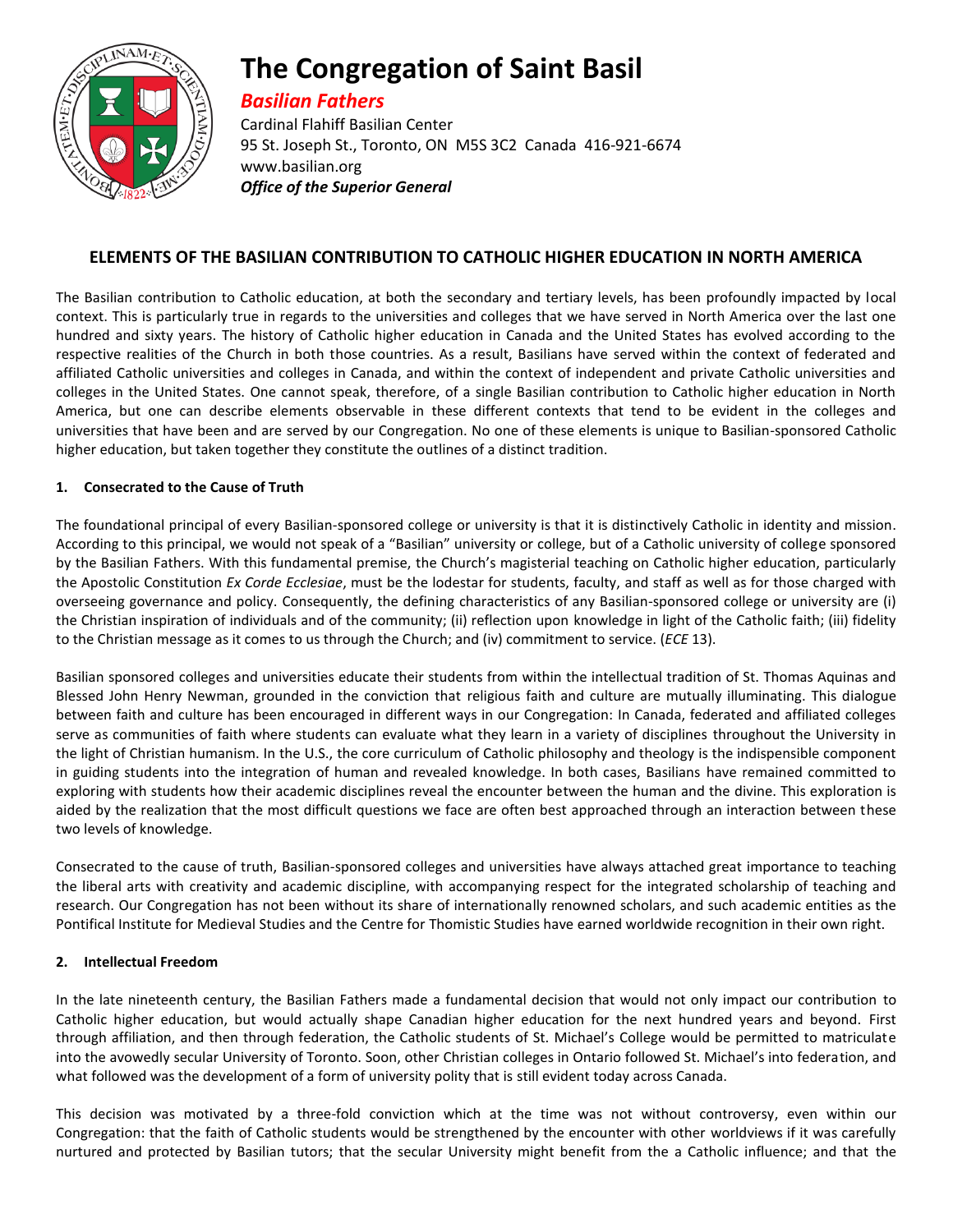# The Congregation of Saint Basil

***Basilian Fathers***

Cardinal Flahiff Basilian Center
95 St. Joseph St., Toronto, ON M5S 3C2 Canada 416-921-6674
www.basilian.org
***Office of the Superior General***

## ELEMENTS OF THE BASILIAN CONTRIBUTION TO CATHOLIC HIGHER EDUCATION IN NORTH AMERICA

The Basilian contribution to Catholic education, at both the secondary and tertiary levels, has been profoundly impacted by local context. This is particularly true in regards to the universities and colleges that we have served in North America over the last one hundred and sixty years. The history of Catholic higher education in Canada and the United States has evolved according to the respective realities of the Church in both those countries. As a result, Basilians have served within the context of federated and affiliated Catholic universities and colleges in Canada, and within the context of independent and private Catholic universities and colleges in the United States. One cannot speak, therefore, of a single Basilian contribution to Catholic higher education in North America, but one can describe elements observable in these different contexts that tend to be evident in the colleges and universities that have been and are served by our Congregation. No one of these elements is unique to Basilian-sponsored Catholic higher education, but taken together they constitute the outlines of a distinct tradition.

### 1. Consecrated to the Cause of Truth

The foundational principal of every Basilian-sponsored college or university is that it is distinctively Catholic in identity and mission. According to this principal, we would not speak of a "Basilian" university or college, but of a Catholic university of college sponsored by the Basilian Fathers. With this fundamental premise, the Church's magisterial teaching on Catholic higher education, particularly the Apostolic Constitution *Ex Corde Ecclesiae*, must be the lodestar for students, faculty, and staff as well as for those charged with overseeing governance and policy. Consequently, the defining characteristics of any Basilian-sponsored college or university are (i) the Christian inspiration of individuals and of the community; (ii) reflection upon knowledge in light of the Catholic faith; (iii) fidelity to the Christian message as it comes to us through the Church; and (iv) commitment to service. (*ECE* 13).

Basilian sponsored colleges and universities educate their students from within the intellectual tradition of St. Thomas Aquinas and Blessed John Henry Newman, grounded in the conviction that religious faith and culture are mutually illuminating. This dialogue between faith and culture has been encouraged in different ways in our Congregation: In Canada, federated and affiliated colleges serve as communities of faith where students can evaluate what they learn in a variety of disciplines throughout the University in the light of Christian humanism. In the U.S., the core curriculum of Catholic philosophy and theology is the indispensible component in guiding students into the integration of human and revealed knowledge. In both cases, Basilians have remained committed to exploring with students how their academic disciplines reveal the encounter between the human and the divine. This exploration is aided by the realization that the most difficult questions we face are often best approached through an interaction between these two levels of knowledge.

Consecrated to the cause of truth, Basilian-sponsored colleges and universities have always attached great importance to teaching the liberal arts with creativity and academic discipline, with accompanying respect for the integrated scholarship of teaching and research. Our Congregation has not been without its share of internationally renowned scholars, and such academic entities as the Pontifical Institute for Medieval Studies and the Centre for Thomistic Studies have earned worldwide recognition in their own right.

### 2. Intellectual Freedom

In the late nineteenth century, the Basilian Fathers made a fundamental decision that would not only impact our contribution to Catholic higher education, but would actually shape Canadian higher education for the next hundred years and beyond. First through affiliation, and then through federation, the Catholic students of St. Michael's College would be permitted to matriculate into the avowedly secular University of Toronto. Soon, other Christian colleges in Ontario followed St. Michael's into federation, and what followed was the development of a form of university polity that is still evident today across Canada.

This decision was motivated by a three-fold conviction which at the time was not without controversy, even within our Congregation: that the faith of Catholic students would be strengthened by the encounter with other worldviews if it was carefully nurtured and protected by Basilian tutors; that the secular University might benefit from the a Catholic influence; and that the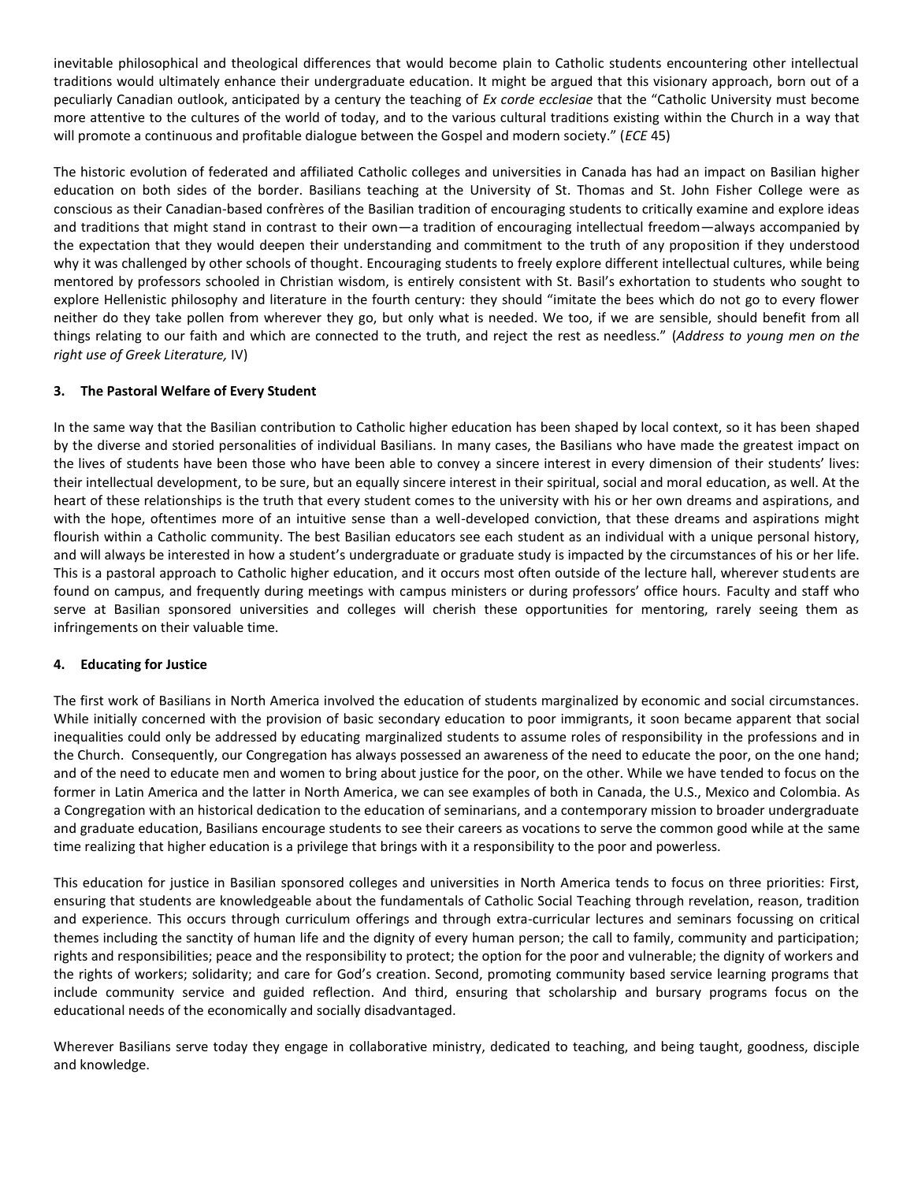inevitable philosophical and theological differences that would become plain to Catholic students encountering other intellectual traditions would ultimately enhance their undergraduate education. It might be argued that this visionary approach, born out of a peculiarly Canadian outlook, anticipated by a century the teaching of *Ex corde ecclesiae* that the "Catholic University must become more attentive to the cultures of the world of today, and to the various cultural traditions existing within the Church in a way that will promote a continuous and profitable dialogue between the Gospel and modern society." (*ECE* 45)

The historic evolution of federated and affiliated Catholic colleges and universities in Canada has had an impact on Basilian higher education on both sides of the border. Basilians teaching at the University of St. Thomas and St. John Fisher College were as conscious as their Canadian-based confrères of the Basilian tradition of encouraging students to critically examine and explore ideas and traditions that might stand in contrast to their own—a tradition of encouraging intellectual freedom—always accompanied by the expectation that they would deepen their understanding and commitment to the truth of any proposition if they understood why it was challenged by other schools of thought. Encouraging students to freely explore different intellectual cultures, while being mentored by professors schooled in Christian wisdom, is entirely consistent with St. Basil's exhortation to students who sought to explore Hellenistic philosophy and literature in the fourth century: they should "imitate the bees which do not go to every flower neither do they take pollen from wherever they go, but only what is needed. We too, if we are sensible, should benefit from all things relating to our faith and which are connected to the truth, and reject the rest as needless." (*Address to young men on the right use of Greek Literature,* IV)

### 3. The Pastoral Welfare of Every Student

In the same way that the Basilian contribution to Catholic higher education has been shaped by local context, so it has been shaped by the diverse and storied personalities of individual Basilians. In many cases, the Basilians who have made the greatest impact on the lives of students have been those who have been able to convey a sincere interest in every dimension of their students' lives: their intellectual development, to be sure, but an equally sincere interest in their spiritual, social and moral education, as well. At the heart of these relationships is the truth that every student comes to the university with his or her own dreams and aspirations, and with the hope, oftentimes more of an intuitive sense than a well-developed conviction, that these dreams and aspirations might flourish within a Catholic community. The best Basilian educators see each student as an individual with a unique personal history, and will always be interested in how a student's undergraduate or graduate study is impacted by the circumstances of his or her life. This is a pastoral approach to Catholic higher education, and it occurs most often outside of the lecture hall, wherever students are found on campus, and frequently during meetings with campus ministers or during professors' office hours. Faculty and staff who serve at Basilian sponsored universities and colleges will cherish these opportunities for mentoring, rarely seeing them as infringements on their valuable time.

### 4. Educating for Justice

The first work of Basilians in North America involved the education of students marginalized by economic and social circumstances. While initially concerned with the provision of basic secondary education to poor immigrants, it soon became apparent that social inequalities could only be addressed by educating marginalized students to assume roles of responsibility in the professions and in the Church. Consequently, our Congregation has always possessed an awareness of the need to educate the poor, on the one hand; and of the need to educate men and women to bring about justice for the poor, on the other. While we have tended to focus on the former in Latin America and the latter in North America, we can see examples of both in Canada, the U.S., Mexico and Colombia. As a Congregation with an historical dedication to the education of seminarians, and a contemporary mission to broader undergraduate and graduate education, Basilians encourage students to see their careers as vocations to serve the common good while at the same time realizing that higher education is a privilege that brings with it a responsibility to the poor and powerless.

This education for justice in Basilian sponsored colleges and universities in North America tends to focus on three priorities: First, ensuring that students are knowledgeable about the fundamentals of Catholic Social Teaching through revelation, reason, tradition and experience. This occurs through curriculum offerings and through extra-curricular lectures and seminars focussing on critical themes including the sanctity of human life and the dignity of every human person; the call to family, community and participation; rights and responsibilities; peace and the responsibility to protect; the option for the poor and vulnerable; the dignity of workers and the rights of workers; solidarity; and care for God's creation. Second, promoting community based service learning programs that include community service and guided reflection. And third, ensuring that scholarship and bursary programs focus on the educational needs of the economically and socially disadvantaged.

Wherever Basilians serve today they engage in collaborative ministry, dedicated to teaching, and being taught, goodness, disciple and knowledge.